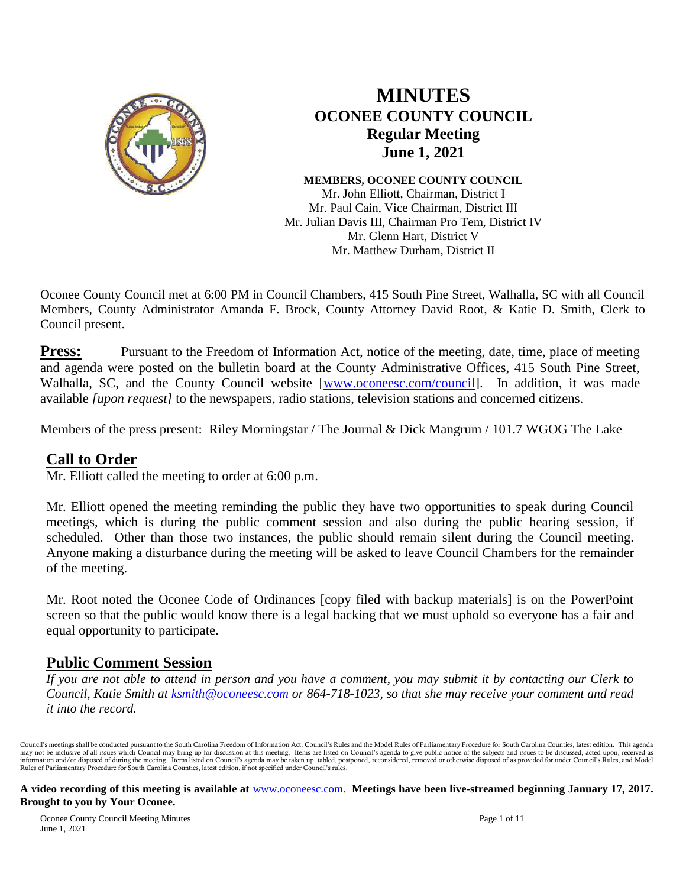# MINUTES
## OCONEE COUNTY COUNCIL
### Regular Meeting
### June 1, 2021

**MEMBERS, OCONEE COUNTY COUNCIL**
Mr. John Elliott, Chairman, District I
Mr. Paul Cain, Vice Chairman, District III
Mr. Julian Davis III, Chairman Pro Tem, District IV
Mr. Glenn Hart, District V
Mr. Matthew Durham, District II

Oconee County Council met at 6:00 PM in Council Chambers, 415 South Pine Street, Walhalla, SC with all Council Members, County Administrator Amanda F. Brock, County Attorney David Root, & Katie D. Smith, Clerk to Council present.

**Press:** Pursuant to the Freedom of Information Act, notice of the meeting, date, time, place of meeting and agenda were posted on the bulletin board at the County Administrative Offices, 415 South Pine Street, Walhalla, SC, and the County Council website [www.oconeesc.com/council]. In addition, it was made available *[upon request]* to the newspapers, radio stations, television stations and concerned citizens.

Members of the press present: Riley Morningstar / The Journal & Dick Mangrum / 101.7 WGOG The Lake

## Call to Order

Mr. Elliott called the meeting to order at 6:00 p.m.

Mr. Elliott opened the meeting reminding the public they have two opportunities to speak during Council meetings, which is during the public comment session and also during the public hearing session, if scheduled. Other than those two instances, the public should remain silent during the Council meeting. Anyone making a disturbance during the meeting will be asked to leave Council Chambers for the remainder of the meeting.

Mr. Root noted the Oconee Code of Ordinances [copy filed with backup materials] is on the PowerPoint screen so that the public would know there is a legal backing that we must uphold so everyone has a fair and equal opportunity to participate.

## Public Comment Session

*If you are not able to attend in person and you have a comment, you may submit it by contacting our Clerk to Council, Katie Smith at ksmith@oconeesc.com or 864-718-1023, so that she may receive your comment and read it into the record.*

Council's meetings shall be conducted pursuant to the South Carolina Freedom of Information Act, Council's Rules and the Model Rules of Parliamentary Procedure for South Carolina Counties, latest edition. This agenda may not be inclusive of all issues which Council may bring up for discussion at this meeting. Items are listed on Council's agenda to give public notice of the subjects and issues to be discussed, acted upon, received as information and/or disposed of during the meeting. Items listed on Council's agenda may be taken up, tabled, postponed, reconsidered, removed or otherwise disposed of as provided for under Council's Rules, and Model Rules of Parliamentary Procedure for South Carolina Counties, latest edition, if not specified under Council's rules.

**A video recording of this meeting is available at** www.oconeesc.com. **Meetings have been live-streamed beginning January 17, 2017. Brought to you by Your Oconee.**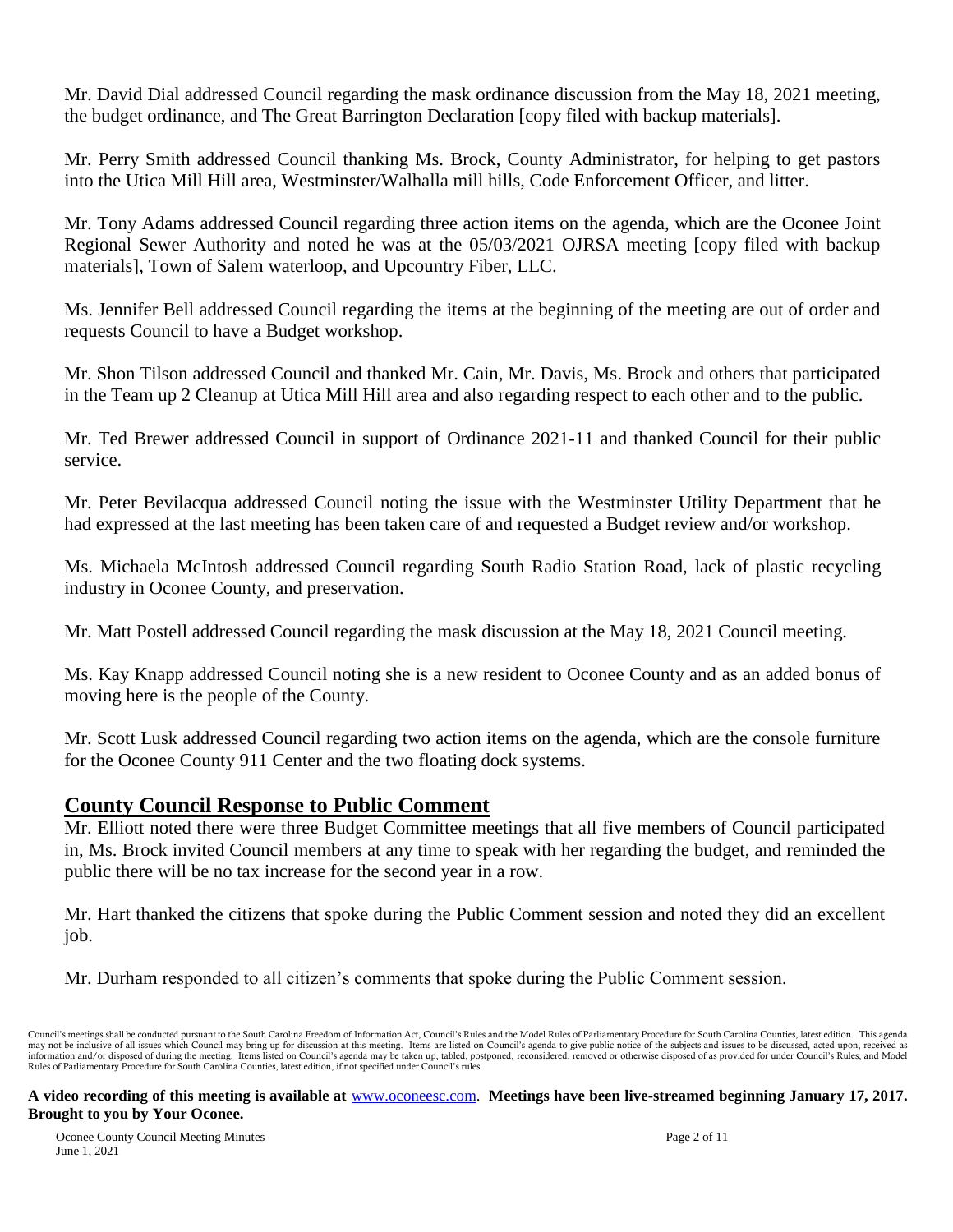Mr. David Dial addressed Council regarding the mask ordinance discussion from the May 18, 2021 meeting, the budget ordinance, and The Great Barrington Declaration [copy filed with backup materials].

Mr. Perry Smith addressed Council thanking Ms. Brock, County Administrator, for helping to get pastors into the Utica Mill Hill area, Westminster/Walhalla mill hills, Code Enforcement Officer, and litter.

Mr. Tony Adams addressed Council regarding three action items on the agenda, which are the Oconee Joint Regional Sewer Authority and noted he was at the 05/03/2021 OJRSA meeting [copy filed with backup materials], Town of Salem waterloop, and Upcountry Fiber, LLC.

Ms. Jennifer Bell addressed Council regarding the items at the beginning of the meeting are out of order and requests Council to have a Budget workshop.

Mr. Shon Tilson addressed Council and thanked Mr. Cain, Mr. Davis, Ms. Brock and others that participated in the Team up 2 Cleanup at Utica Mill Hill area and also regarding respect to each other and to the public.

Mr. Ted Brewer addressed Council in support of Ordinance 2021-11 and thanked Council for their public service.

Mr. Peter Bevilacqua addressed Council noting the issue with the Westminster Utility Department that he had expressed at the last meeting has been taken care of and requested a Budget review and/or workshop.

Ms. Michaela McIntosh addressed Council regarding South Radio Station Road, lack of plastic recycling industry in Oconee County, and preservation.

Mr. Matt Postell addressed Council regarding the mask discussion at the May 18, 2021 Council meeting.

Ms. Kay Knapp addressed Council noting she is a new resident to Oconee County and as an added bonus of moving here is the people of the County.

Mr. Scott Lusk addressed Council regarding two action items on the agenda, which are the console furniture for the Oconee County 911 Center and the two floating dock systems.

## County Council Response to Public Comment

Mr. Elliott noted there were three Budget Committee meetings that all five members of Council participated in, Ms. Brock invited Council members at any time to speak with her regarding the budget, and reminded the public there will be no tax increase for the second year in a row.

Mr. Hart thanked the citizens that spoke during the Public Comment session and noted they did an excellent job.

Mr. Durham responded to all citizen's comments that spoke during the Public Comment session.

Council's meetings shall be conducted pursuant to the South Carolina Freedom of Information Act, Council's Rules and the Model Rules of Parliamentary Procedure for South Carolina Counties, latest edition. This agenda may not be inclusive of all issues which Council may bring up for discussion at this meeting. Items are listed on Council's agenda to give public notice of the subjects and issues to be discussed, acted upon, received as information and/or disposed of during the meeting. Items listed on Council's agenda may be taken up, tabled, postponed, reconsidered, removed or otherwise disposed of as provided for under Council's Rules, and Model Rules of Parliamentary Procedure for South Carolina Counties, latest edition, if not specified under Council's rules.

**A video recording of this meeting is available at** www.oconeesc.com. **Meetings have been live-streamed beginning January 17, 2017. Brought to you by Your Oconee.**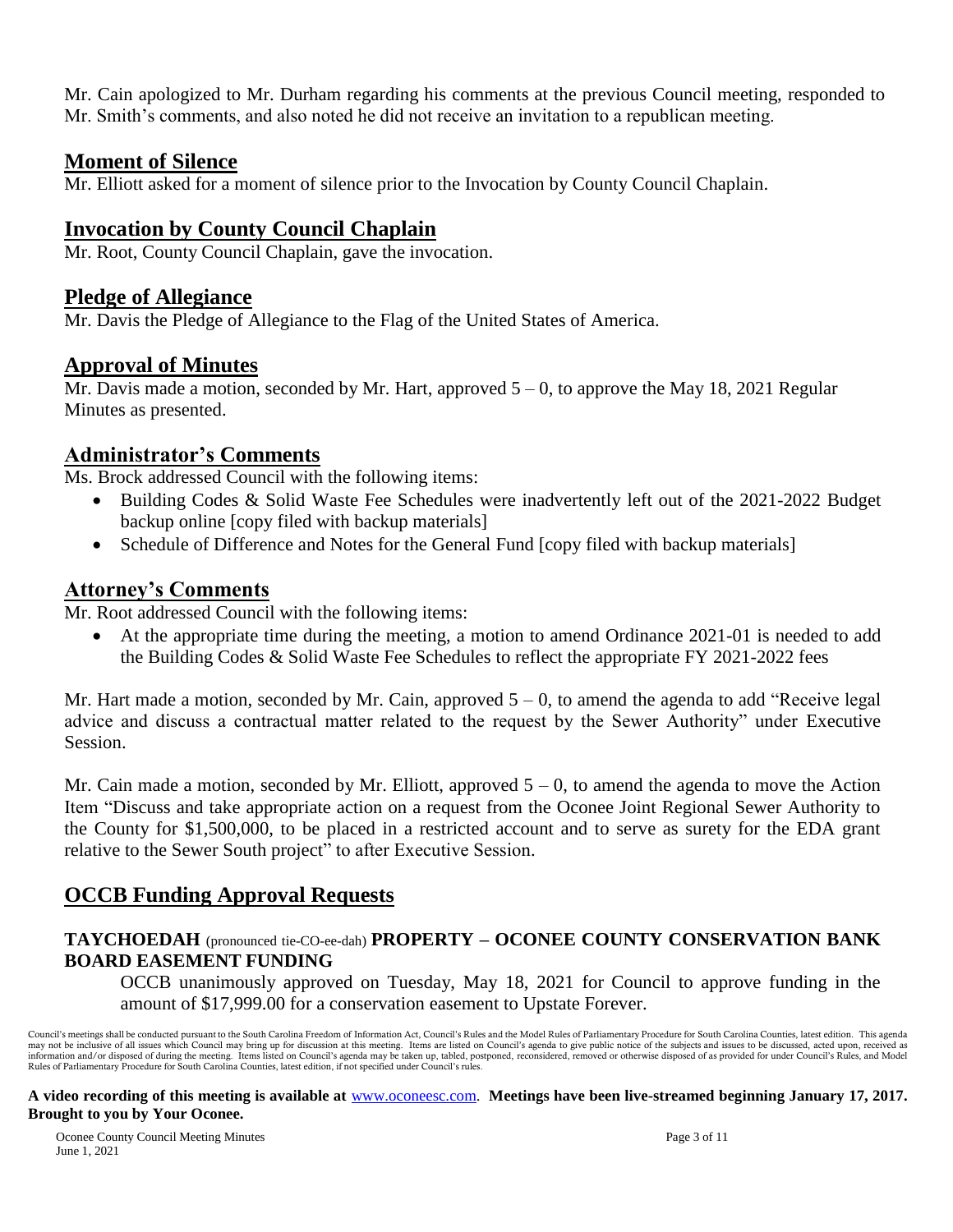Mr. Cain apologized to Mr. Durham regarding his comments at the previous Council meeting, responded to Mr. Smith's comments, and also noted he did not receive an invitation to a republican meeting.

## Moment of Silence

Mr. Elliott asked for a moment of silence prior to the Invocation by County Council Chaplain.

## Invocation by County Council Chaplain

Mr. Root, County Council Chaplain, gave the invocation.

## Pledge of Allegiance

Mr. Davis the Pledge of Allegiance to the Flag of the United States of America.

## Approval of Minutes

Mr. Davis made a motion, seconded by Mr. Hart, approved 5 – 0, to approve the May 18, 2021 Regular Minutes as presented.

## Administrator's Comments

Ms. Brock addressed Council with the following items:

- Building Codes & Solid Waste Fee Schedules were inadvertently left out of the 2021-2022 Budget backup online [copy filed with backup materials]
- Schedule of Difference and Notes for the General Fund [copy filed with backup materials]

## Attorney's Comments

Mr. Root addressed Council with the following items:

- At the appropriate time during the meeting, a motion to amend Ordinance 2021-01 is needed to add the Building Codes & Solid Waste Fee Schedules to reflect the appropriate FY 2021-2022 fees

Mr. Hart made a motion, seconded by Mr. Cain, approved 5 – 0, to amend the agenda to add "Receive legal advice and discuss a contractual matter related to the request by the Sewer Authority" under Executive Session.

Mr. Cain made a motion, seconded by Mr. Elliott, approved 5 – 0, to amend the agenda to move the Action Item "Discuss and take appropriate action on a request from the Oconee Joint Regional Sewer Authority to the County for $1,500,000, to be placed in a restricted account and to serve as surety for the EDA grant relative to the Sewer South project" to after Executive Session.

## OCCB Funding Approval Requests

### TAYCHOEDAH (pronounced tie-CO-ee-dah) PROPERTY – OCONEE COUNTY CONSERVATION BANK BOARD EASEMENT FUNDING

OCCB unanimously approved on Tuesday, May 18, 2021 for Council to approve funding in the amount of $17,999.00 for a conservation easement to Upstate Forever.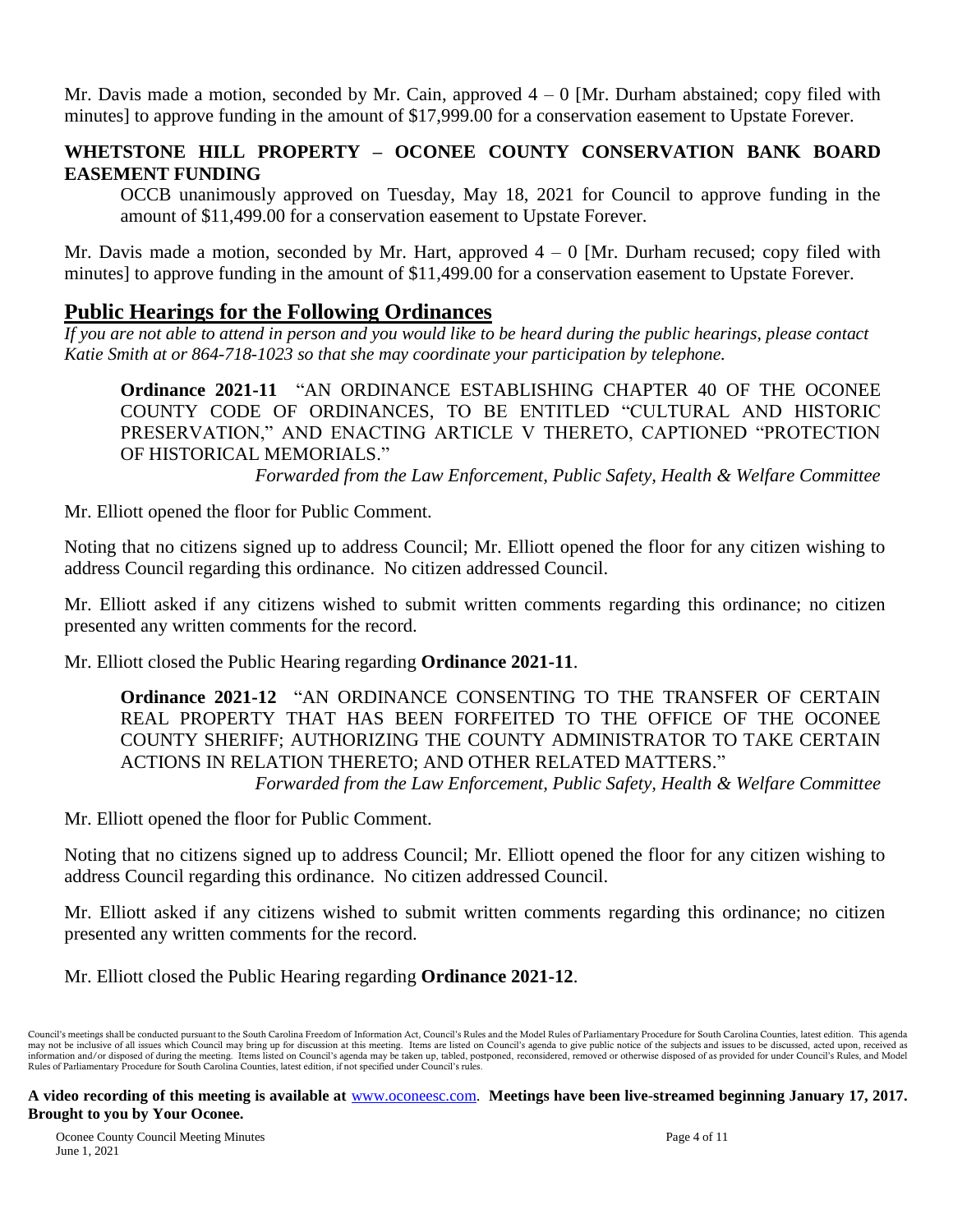Mr. Davis made a motion, seconded by Mr. Cain, approved 4 – 0 [Mr. Durham abstained; copy filed with minutes] to approve funding in the amount of $17,999.00 for a conservation easement to Upstate Forever.

**WHETSTONE HILL PROPERTY – OCONEE COUNTY CONSERVATION BANK BOARD EASEMENT FUNDING**

OCCB unanimously approved on Tuesday, May 18, 2021 for Council to approve funding in the amount of $11,499.00 for a conservation easement to Upstate Forever.

Mr. Davis made a motion, seconded by Mr. Hart, approved 4 – 0 [Mr. Durham recused; copy filed with minutes] to approve funding in the amount of $11,499.00 for a conservation easement to Upstate Forever.

## Public Hearings for the Following Ordinances

*If you are not able to attend in person and you would like to be heard during the public hearings, please contact Katie Smith at or 864-718-1023 so that she may coordinate your participation by telephone.*

**Ordinance 2021-11** "AN ORDINANCE ESTABLISHING CHAPTER 40 OF THE OCONEE COUNTY CODE OF ORDINANCES, TO BE ENTITLED "CULTURAL AND HISTORIC PRESERVATION," AND ENACTING ARTICLE V THERETO, CAPTIONED "PROTECTION OF HISTORICAL MEMORIALS."

*Forwarded from the Law Enforcement, Public Safety, Health & Welfare Committee*

Mr. Elliott opened the floor for Public Comment.

Noting that no citizens signed up to address Council; Mr. Elliott opened the floor for any citizen wishing to address Council regarding this ordinance. No citizen addressed Council.

Mr. Elliott asked if any citizens wished to submit written comments regarding this ordinance; no citizen presented any written comments for the record.

Mr. Elliott closed the Public Hearing regarding **Ordinance 2021-11**.

**Ordinance 2021-12** "AN ORDINANCE CONSENTING TO THE TRANSFER OF CERTAIN REAL PROPERTY THAT HAS BEEN FORFEITED TO THE OFFICE OF THE OCONEE COUNTY SHERIFF; AUTHORIZING THE COUNTY ADMINISTRATOR TO TAKE CERTAIN ACTIONS IN RELATION THERETO; AND OTHER RELATED MATTERS."

*Forwarded from the Law Enforcement, Public Safety, Health & Welfare Committee*

Mr. Elliott opened the floor for Public Comment.

Noting that no citizens signed up to address Council; Mr. Elliott opened the floor for any citizen wishing to address Council regarding this ordinance. No citizen addressed Council.

Mr. Elliott asked if any citizens wished to submit written comments regarding this ordinance; no citizen presented any written comments for the record.

Mr. Elliott closed the Public Hearing regarding **Ordinance 2021-12**.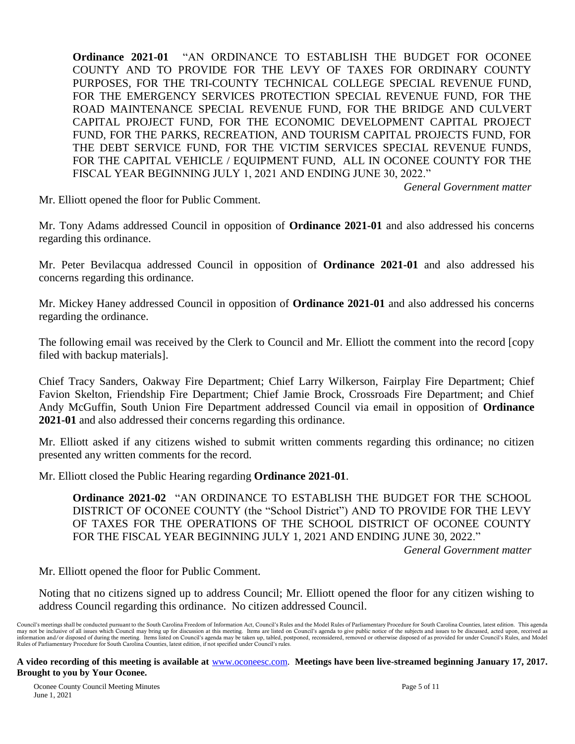**Ordinance 2021-01** "AN ORDINANCE TO ESTABLISH THE BUDGET FOR OCONEE COUNTY AND TO PROVIDE FOR THE LEVY OF TAXES FOR ORDINARY COUNTY PURPOSES, FOR THE TRI-COUNTY TECHNICAL COLLEGE SPECIAL REVENUE FUND, FOR THE EMERGENCY SERVICES PROTECTION SPECIAL REVENUE FUND, FOR THE ROAD MAINTENANCE SPECIAL REVENUE FUND, FOR THE BRIDGE AND CULVERT CAPITAL PROJECT FUND, FOR THE ECONOMIC DEVELOPMENT CAPITAL PROJECT FUND, FOR THE PARKS, RECREATION, AND TOURISM CAPITAL PROJECTS FUND, FOR THE DEBT SERVICE FUND, FOR THE VICTIM SERVICES SPECIAL REVENUE FUNDS, FOR THE CAPITAL VEHICLE / EQUIPMENT FUND, ALL IN OCONEE COUNTY FOR THE FISCAL YEAR BEGINNING JULY 1, 2021 AND ENDING JUNE 30, 2022."

*General Government matter*

Mr. Elliott opened the floor for Public Comment.

Mr. Tony Adams addressed Council in opposition of **Ordinance 2021-01** and also addressed his concerns regarding this ordinance.

Mr. Peter Bevilacqua addressed Council in opposition of **Ordinance 2021-01** and also addressed his concerns regarding this ordinance.

Mr. Mickey Haney addressed Council in opposition of **Ordinance 2021-01** and also addressed his concerns regarding the ordinance.

The following email was received by the Clerk to Council and Mr. Elliott the comment into the record [copy filed with backup materials].

Chief Tracy Sanders, Oakway Fire Department; Chief Larry Wilkerson, Fairplay Fire Department; Chief Favion Skelton, Friendship Fire Department; Chief Jamie Brock, Crossroads Fire Department; and Chief Andy McGuffin, South Union Fire Department addressed Council via email in opposition of **Ordinance 2021-01** and also addressed their concerns regarding this ordinance.

Mr. Elliott asked if any citizens wished to submit written comments regarding this ordinance; no citizen presented any written comments for the record.

Mr. Elliott closed the Public Hearing regarding **Ordinance 2021-01**.

**Ordinance 2021-02** "AN ORDINANCE TO ESTABLISH THE BUDGET FOR THE SCHOOL DISTRICT OF OCONEE COUNTY (the "School District") AND TO PROVIDE FOR THE LEVY OF TAXES FOR THE OPERATIONS OF THE SCHOOL DISTRICT OF OCONEE COUNTY FOR THE FISCAL YEAR BEGINNING JULY 1, 2021 AND ENDING JUNE 30, 2022."

*General Government matter*

Mr. Elliott opened the floor for Public Comment.

Noting that no citizens signed up to address Council; Mr. Elliott opened the floor for any citizen wishing to address Council regarding this ordinance. No citizen addressed Council.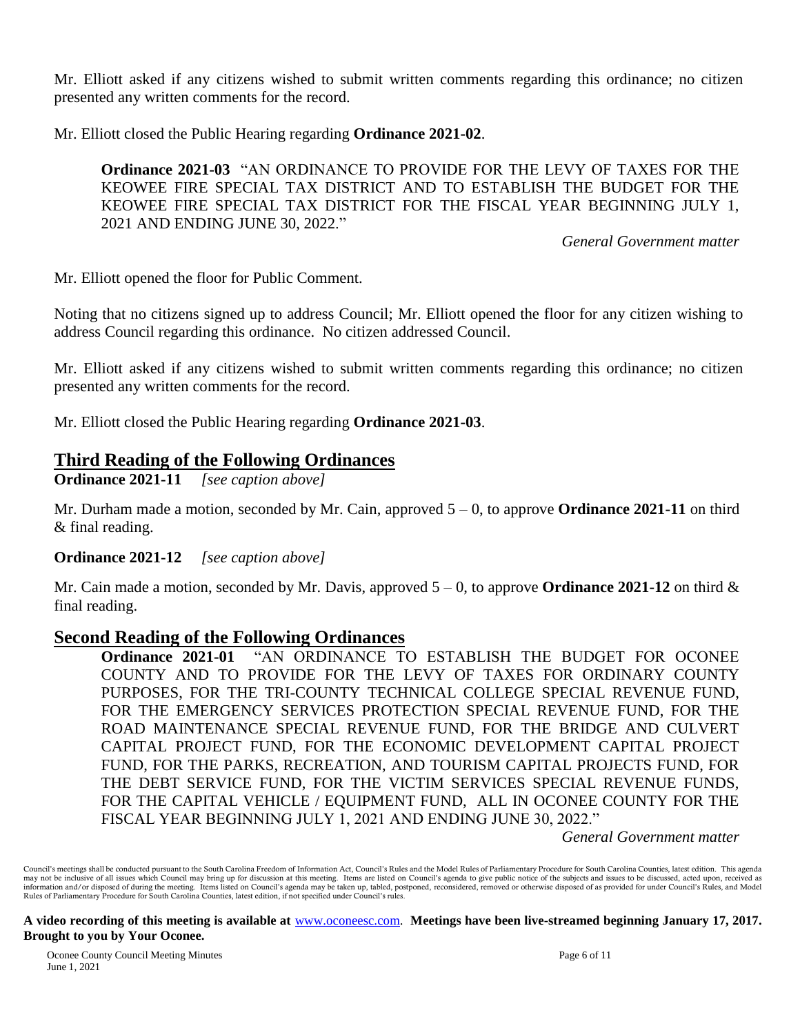Mr. Elliott asked if any citizens wished to submit written comments regarding this ordinance; no citizen presented any written comments for the record.

Mr. Elliott closed the Public Hearing regarding **Ordinance 2021-02**.

> **Ordinance 2021-03** "AN ORDINANCE TO PROVIDE FOR THE LEVY OF TAXES FOR THE KEOWEE FIRE SPECIAL TAX DISTRICT AND TO ESTABLISH THE BUDGET FOR THE KEOWEE FIRE SPECIAL TAX DISTRICT FOR THE FISCAL YEAR BEGINNING JULY 1, 2021 AND ENDING JUNE 30, 2022."
>
> *General Government matter*

Mr. Elliott opened the floor for Public Comment.

Noting that no citizens signed up to address Council; Mr. Elliott opened the floor for any citizen wishing to address Council regarding this ordinance. No citizen addressed Council.

Mr. Elliott asked if any citizens wished to submit written comments regarding this ordinance; no citizen presented any written comments for the record.

Mr. Elliott closed the Public Hearing regarding **Ordinance 2021-03**.

## Third Reading of the Following Ordinances

**Ordinance 2021-11** *[see caption above]*

Mr. Durham made a motion, seconded by Mr. Cain, approved 5 – 0, to approve **Ordinance 2021-11** on third & final reading.

**Ordinance 2021-12** *[see caption above]*

Mr. Cain made a motion, seconded by Mr. Davis, approved 5 – 0, to approve **Ordinance 2021-12** on third & final reading.

## Second Reading of the Following Ordinances

> **Ordinance 2021-01** "AN ORDINANCE TO ESTABLISH THE BUDGET FOR OCONEE COUNTY AND TO PROVIDE FOR THE LEVY OF TAXES FOR ORDINARY COUNTY PURPOSES, FOR THE TRI-COUNTY TECHNICAL COLLEGE SPECIAL REVENUE FUND, FOR THE EMERGENCY SERVICES PROTECTION SPECIAL REVENUE FUND, FOR THE ROAD MAINTENANCE SPECIAL REVENUE FUND, FOR THE BRIDGE AND CULVERT CAPITAL PROJECT FUND, FOR THE ECONOMIC DEVELOPMENT CAPITAL PROJECT FUND, FOR THE PARKS, RECREATION, AND TOURISM CAPITAL PROJECTS FUND, FOR THE DEBT SERVICE FUND, FOR THE VICTIM SERVICES SPECIAL REVENUE FUNDS, FOR THE CAPITAL VEHICLE / EQUIPMENT FUND, ALL IN OCONEE COUNTY FOR THE FISCAL YEAR BEGINNING JULY 1, 2021 AND ENDING JUNE 30, 2022."
>
> *General Government matter*

Council's meetings shall be conducted pursuant to the South Carolina Freedom of Information Act, Council's Rules and the Model Rules of Parliamentary Procedure for South Carolina Counties, latest edition. This agenda may not be inclusive of all issues which Council may bring up for discussion at this meeting. Items are listed on Council's agenda to give public notice of the subjects and issues to be discussed, acted upon, received as information and/or disposed of during the meeting. Items listed on Council's agenda may be taken up, tabled, postponed, reconsidered, removed or otherwise disposed of as provided for under Council's Rules, and Model Rules of Parliamentary Procedure for South Carolina Counties, latest edition, if not specified under Council's rules.

**A video recording of this meeting is available at** www.oconeesc.com. **Meetings have been live-streamed beginning January 17, 2017. Brought to you by Your Oconee.**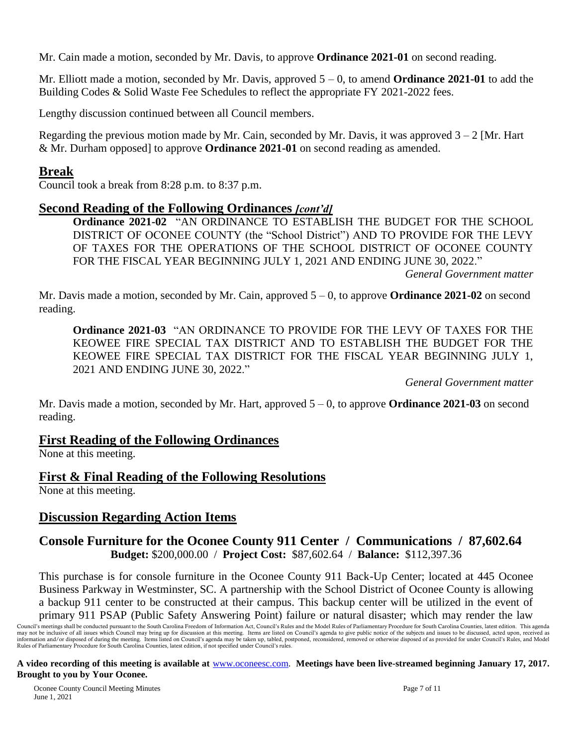Mr. Cain made a motion, seconded by Mr. Davis, to approve **Ordinance 2021-01** on second reading.

Mr. Elliott made a motion, seconded by Mr. Davis, approved 5 – 0, to amend **Ordinance 2021-01** to add the Building Codes & Solid Waste Fee Schedules to reflect the appropriate FY 2021-2022 fees.

Lengthy discussion continued between all Council members.

Regarding the previous motion made by Mr. Cain, seconded by Mr. Davis, it was approved 3 – 2 [Mr. Hart & Mr. Durham opposed] to approve **Ordinance 2021-01** on second reading as amended.

## Break

Council took a break from 8:28 p.m. to 8:37 p.m.

## Second Reading of the Following Ordinances *[cont'd]*

**Ordinance 2021-02** "AN ORDINANCE TO ESTABLISH THE BUDGET FOR THE SCHOOL DISTRICT OF OCONEE COUNTY (the "School District") AND TO PROVIDE FOR THE LEVY OF TAXES FOR THE OPERATIONS OF THE SCHOOL DISTRICT OF OCONEE COUNTY FOR THE FISCAL YEAR BEGINNING JULY 1, 2021 AND ENDING JUNE 30, 2022."

*General Government matter*

Mr. Davis made a motion, seconded by Mr. Cain, approved 5 – 0, to approve **Ordinance 2021-02** on second reading.

**Ordinance 2021-03** "AN ORDINANCE TO PROVIDE FOR THE LEVY OF TAXES FOR THE KEOWEE FIRE SPECIAL TAX DISTRICT AND TO ESTABLISH THE BUDGET FOR THE KEOWEE FIRE SPECIAL TAX DISTRICT FOR THE FISCAL YEAR BEGINNING JULY 1, 2021 AND ENDING JUNE 30, 2022."

*General Government matter*

Mr. Davis made a motion, seconded by Mr. Hart, approved 5 – 0, to approve **Ordinance 2021-03** on second reading.

## First Reading of the Following Ordinances

None at this meeting.

## First & Final Reading of the Following Resolutions

None at this meeting.

## Discussion Regarding Action Items

### Console Furniture for the Oconee County 911 Center / Communications / 87,602.64

**Budget:** $200,000.00 / **Project Cost:** $87,602.64 / **Balance:** $112,397.36

This purchase is for console furniture in the Oconee County 911 Back-Up Center; located at 445 Oconee Business Parkway in Westminster, SC. A partnership with the School District of Oconee County is allowing a backup 911 center to be constructed at their campus. This backup center will be utilized in the event of primary 911 PSAP (Public Safety Answering Point) failure or natural disaster; which may render the law

Council's meetings shall be conducted pursuant to the South Carolina Freedom of Information Act, Council's Rules and the Model Rules of Parliamentary Procedure for South Carolina Counties, latest edition. This agenda may not be inclusive of all issues which Council may bring up for discussion at this meeting. Items are listed on Council's agenda to give public notice of the subjects and issues to be discussed, acted upon, received as information and/or disposed of during the meeting. Items listed on Council's agenda may be taken up, tabled, postponed, reconsidered, removed or otherwise disposed of as provided for under Council's Rules, and Model Rules of Parliamentary Procedure for South Carolina Counties, latest edition, if not specified under Council's rules.

**A video recording of this meeting is available at** www.oconeesc.com. **Meetings have been live-streamed beginning January 17, 2017. Brought to you by Your Oconee.**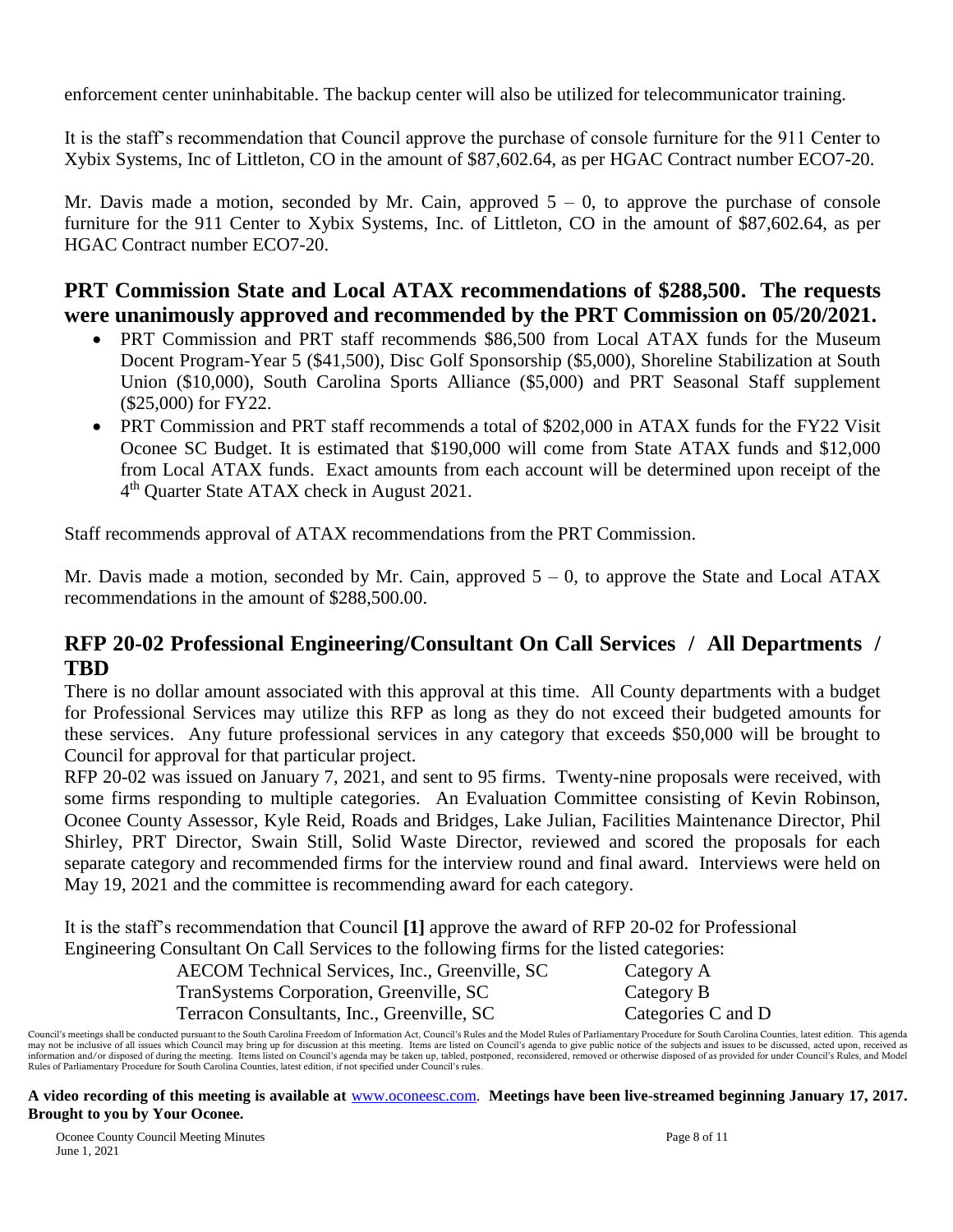enforcement center uninhabitable. The backup center will also be utilized for telecommunicator training.

It is the staff's recommendation that Council approve the purchase of console furniture for the 911 Center to Xybix Systems, Inc of Littleton, CO in the amount of $87,602.64, as per HGAC Contract number ECO7-20.

Mr. Davis made a motion, seconded by Mr. Cain, approved 5 – 0, to approve the purchase of console furniture for the 911 Center to Xybix Systems, Inc. of Littleton, CO in the amount of $87,602.64, as per HGAC Contract number ECO7-20.

## PRT Commission State and Local ATAX recommendations of $288,500. The requests were unanimously approved and recommended by the PRT Commission on 05/20/2021.

- PRT Commission and PRT staff recommends $86,500 from Local ATAX funds for the Museum Docent Program-Year 5 ($41,500), Disc Golf Sponsorship ($5,000), Shoreline Stabilization at South Union ($10,000), South Carolina Sports Alliance ($5,000) and PRT Seasonal Staff supplement ($25,000) for FY22.
- PRT Commission and PRT staff recommends a total of $202,000 in ATAX funds for the FY22 Visit Oconee SC Budget. It is estimated that $190,000 will come from State ATAX funds and $12,000 from Local ATAX funds. Exact amounts from each account will be determined upon receipt of the 4th Quarter State ATAX check in August 2021.

Staff recommends approval of ATAX recommendations from the PRT Commission.

Mr. Davis made a motion, seconded by Mr. Cain, approved 5 – 0, to approve the State and Local ATAX recommendations in the amount of $288,500.00.

## RFP 20-02 Professional Engineering/Consultant On Call Services / All Departments / TBD

There is no dollar amount associated with this approval at this time. All County departments with a budget for Professional Services may utilize this RFP as long as they do not exceed their budgeted amounts for these services. Any future professional services in any category that exceeds $50,000 will be brought to Council for approval for that particular project.

RFP 20-02 was issued on January 7, 2021, and sent to 95 firms. Twenty-nine proposals were received, with some firms responding to multiple categories. An Evaluation Committee consisting of Kevin Robinson, Oconee County Assessor, Kyle Reid, Roads and Bridges, Lake Julian, Facilities Maintenance Director, Phil Shirley, PRT Director, Swain Still, Solid Waste Director, reviewed and scored the proposals for each separate category and recommended firms for the interview round and final award. Interviews were held on May 19, 2021 and the committee is recommending award for each category.

It is the staff's recommendation that Council **[1]** approve the award of RFP 20-02 for Professional Engineering Consultant On Call Services to the following firms for the listed categories:

| | |
|---|---|
| AECOM Technical Services, Inc., Greenville, SC | Category A |
| TranSystems Corporation, Greenville, SC | Category B |
| Terracon Consultants, Inc., Greenville, SC | Categories C and D |

Council's meetings shall be conducted pursuant to the South Carolina Freedom of Information Act, Council's Rules and the Model Rules of Parliamentary Procedure for South Carolina Counties, latest edition. This agenda may not be inclusive of all issues which Council may bring up for discussion at this meeting. Items are listed on Council's agenda to give public notice of the subjects and issues to be discussed, acted upon, received as information and/or disposed of during the meeting. Items listed on Council's agenda may be taken up, tabled, postponed, reconsidered, removed or otherwise disposed of as provided for under Council's Rules, and Model Rules of Parliamentary Procedure for South Carolina Counties, latest edition, if not specified under Council's rules.

**A video recording of this meeting is available at** www.oconeesc.com. **Meetings have been live-streamed beginning January 17, 2017. Brought to you by Your Oconee.**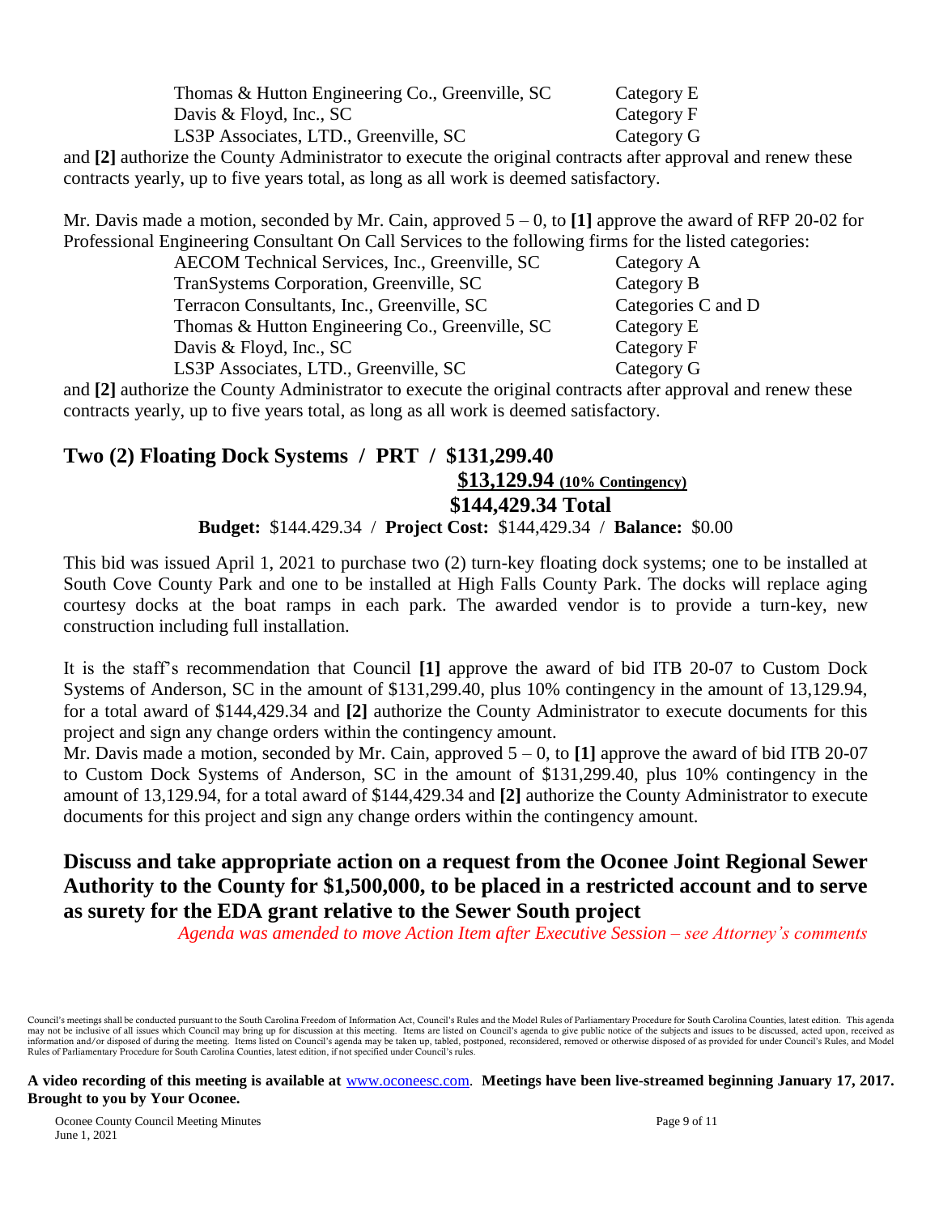| | |
|---|---|
| Thomas & Hutton Engineering Co., Greenville, SC | Category E |
| Davis & Floyd, Inc., SC | Category F |
| LS3P Associates, LTD., Greenville, SC | Category G |

and **[2]** authorize the County Administrator to execute the original contracts after approval and renew these contracts yearly, up to five years total, as long as all work is deemed satisfactory.

Mr. Davis made a motion, seconded by Mr. Cain, approved 5 – 0, to **[1]** approve the award of RFP 20-02 for Professional Engineering Consultant On Call Services to the following firms for the listed categories:

| | |
|---|---|
| AECOM Technical Services, Inc., Greenville, SC | Category A |
| TranSystems Corporation, Greenville, SC | Category B |
| Terracon Consultants, Inc., Greenville, SC | Categories C and D |
| Thomas & Hutton Engineering Co., Greenville, SC | Category E |
| Davis & Floyd, Inc., SC | Category F |
| LS3P Associates, LTD., Greenville, SC | Category G |

and **[2]** authorize the County Administrator to execute the original contracts after approval and renew these contracts yearly, up to five years total, as long as all work is deemed satisfactory.

## Two (2) Floating Dock Systems / PRT / $131,299.40
**$13,129.94 (10% Contingency)**
**$144,429.34 Total**

**Budget:** $144.429.34 / **Project Cost:** $144,429.34 / **Balance:** $0.00

This bid was issued April 1, 2021 to purchase two (2) turn-key floating dock systems; one to be installed at South Cove County Park and one to be installed at High Falls County Park. The docks will replace aging courtesy docks at the boat ramps in each park. The awarded vendor is to provide a turn-key, new construction including full installation.

It is the staff's recommendation that Council **[1]** approve the award of bid ITB 20-07 to Custom Dock Systems of Anderson, SC in the amount of $131,299.40, plus 10% contingency in the amount of 13,129.94, for a total award of $144,429.34 and **[2]** authorize the County Administrator to execute documents for this project and sign any change orders within the contingency amount.

Mr. Davis made a motion, seconded by Mr. Cain, approved 5 – 0, to **[1]** approve the award of bid ITB 20-07 to Custom Dock Systems of Anderson, SC in the amount of $131,299.40, plus 10% contingency in the amount of 13,129.94, for a total award of $144,429.34 and **[2]** authorize the County Administrator to execute documents for this project and sign any change orders within the contingency amount.

## Discuss and take appropriate action on a request from the Oconee Joint Regional Sewer Authority to the County for $1,500,000, to be placed in a restricted account and to serve as surety for the EDA grant relative to the Sewer South project

*Agenda was amended to move Action Item after Executive Session – see Attorney's comments*

Council's meetings shall be conducted pursuant to the South Carolina Freedom of Information Act, Council's Rules and the Model Rules of Parliamentary Procedure for South Carolina Counties, latest edition. This agenda may not be inclusive of all issues which Council may bring up for discussion at this meeting. Items are listed on Council's agenda to give public notice of the subjects and issues to be discussed, acted upon, received as information and/or disposed of during the meeting. Items listed on Council's agenda may be taken up, tabled, postponed, reconsidered, removed or otherwise disposed of as provided for under Council's Rules, and Model Rules of Parliamentary Procedure for South Carolina Counties, latest edition, if not specified under Council's rules.

**A video recording of this meeting is available at** www.oconeesc.com. **Meetings have been live-streamed beginning January 17, 2017. Brought to you by Your Oconee.**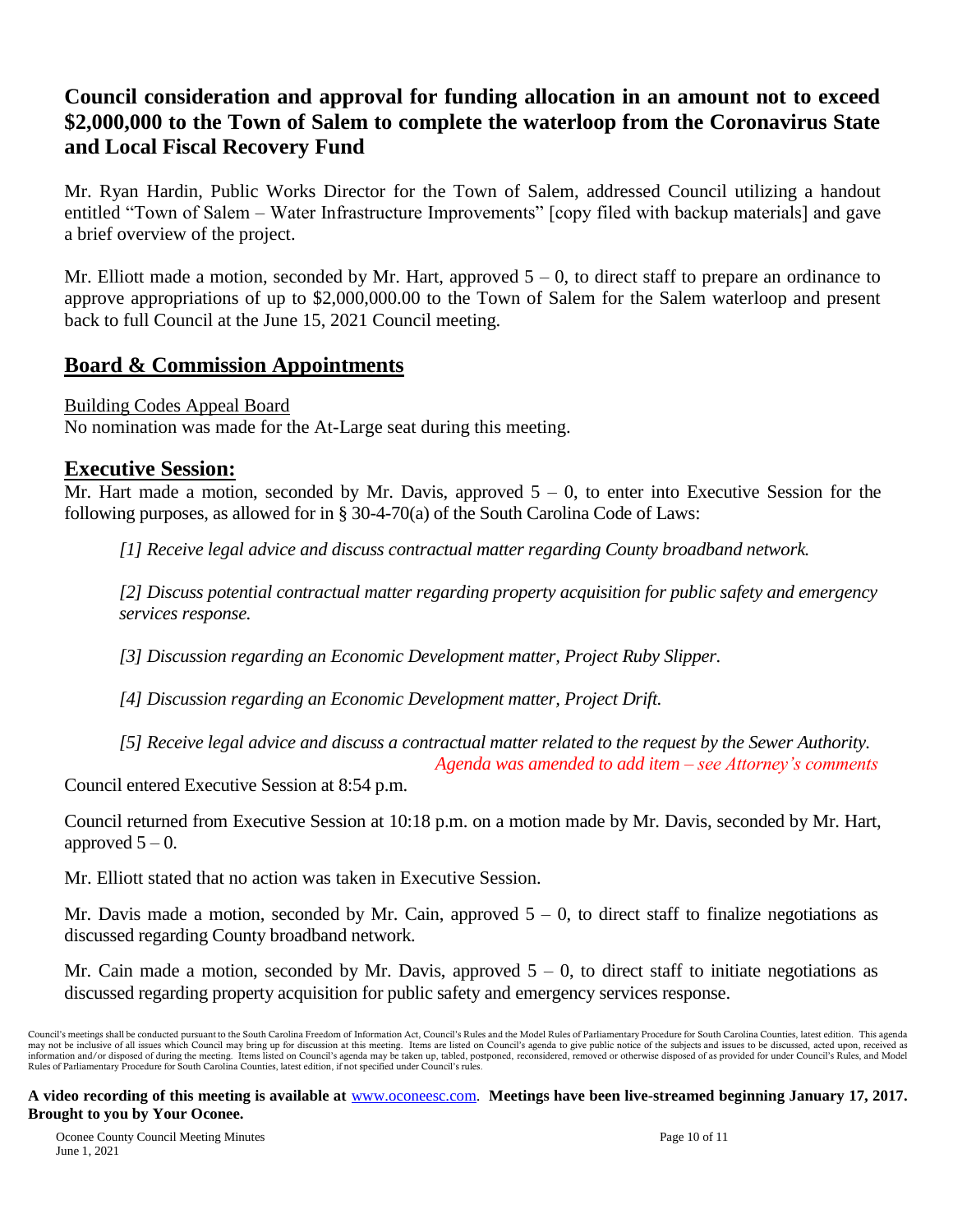## Council consideration and approval for funding allocation in an amount not to exceed $2,000,000 to the Town of Salem to complete the waterloop from the Coronavirus State and Local Fiscal Recovery Fund

Mr. Ryan Hardin, Public Works Director for the Town of Salem, addressed Council utilizing a handout entitled "Town of Salem – Water Infrastructure Improvements" [copy filed with backup materials] and gave a brief overview of the project.

Mr. Elliott made a motion, seconded by Mr. Hart, approved 5 – 0, to direct staff to prepare an ordinance to approve appropriations of up to $2,000,000.00 to the Town of Salem for the Salem waterloop and present back to full Council at the June 15, 2021 Council meeting.

## Board & Commission Appointments

Building Codes Appeal Board

No nomination was made for the At-Large seat during this meeting.

## Executive Session:

Mr. Hart made a motion, seconded by Mr. Davis, approved 5 – 0, to enter into Executive Session for the following purposes, as allowed for in § 30-4-70(a) of the South Carolina Code of Laws:

*[1] Receive legal advice and discuss contractual matter regarding County broadband network.*

*[2] Discuss potential contractual matter regarding property acquisition for public safety and emergency services response.*

*[3] Discussion regarding an Economic Development matter, Project Ruby Slipper.*

*[4] Discussion regarding an Economic Development matter, Project Drift.*

*[5] Receive legal advice and discuss a contractual matter related to the request by the Sewer Authority.*
*Agenda was amended to add item – see Attorney's comments*

Council entered Executive Session at 8:54 p.m.

Council returned from Executive Session at 10:18 p.m. on a motion made by Mr. Davis, seconded by Mr. Hart, approved 5 – 0.

Mr. Elliott stated that no action was taken in Executive Session.

Mr. Davis made a motion, seconded by Mr. Cain, approved 5 – 0, to direct staff to finalize negotiations as discussed regarding County broadband network.

Mr. Cain made a motion, seconded by Mr. Davis, approved 5 – 0, to direct staff to initiate negotiations as discussed regarding property acquisition for public safety and emergency services response.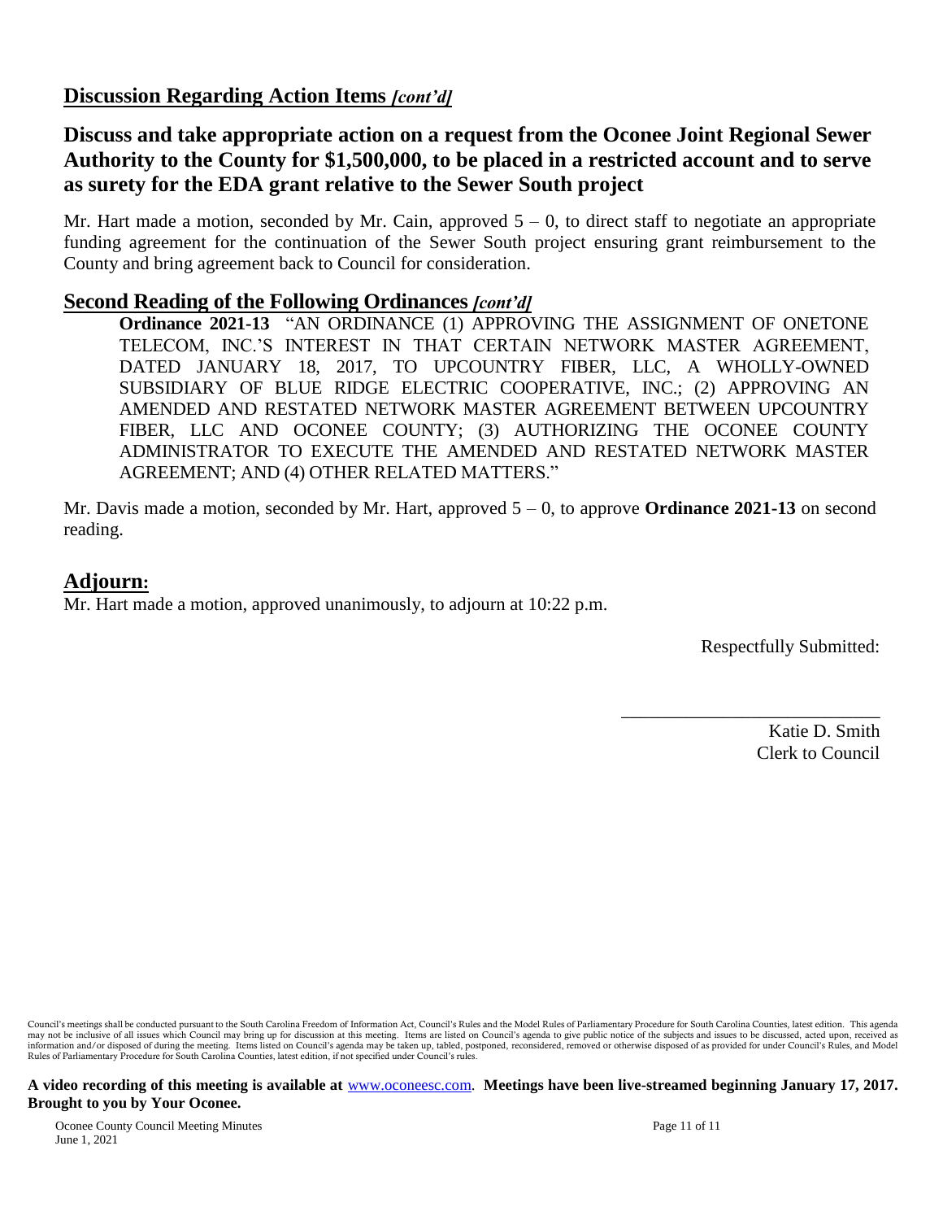## Discussion Regarding Action Items *[cont'd]*

### Discuss and take appropriate action on a request from the Oconee Joint Regional Sewer Authority to the County for $1,500,000, to be placed in a restricted account and to serve as surety for the EDA grant relative to the Sewer South project

Mr. Hart made a motion, seconded by Mr. Cain, approved 5 – 0, to direct staff to negotiate an appropriate funding agreement for the continuation of the Sewer South project ensuring grant reimbursement to the County and bring agreement back to Council for consideration.

## Second Reading of the Following Ordinances *[cont'd]*

**Ordinance 2021-13** "AN ORDINANCE (1) APPROVING THE ASSIGNMENT OF ONETONE TELECOM, INC.'S INTEREST IN THAT CERTAIN NETWORK MASTER AGREEMENT, DATED JANUARY 18, 2017, TO UPCOUNTRY FIBER, LLC, A WHOLLY-OWNED SUBSIDIARY OF BLUE RIDGE ELECTRIC COOPERATIVE, INC.; (2) APPROVING AN AMENDED AND RESTATED NETWORK MASTER AGREEMENT BETWEEN UPCOUNTRY FIBER, LLC AND OCONEE COUNTY; (3) AUTHORIZING THE OCONEE COUNTY ADMINISTRATOR TO EXECUTE THE AMENDED AND RESTATED NETWORK MASTER AGREEMENT; AND (4) OTHER RELATED MATTERS."

Mr. Davis made a motion, seconded by Mr. Hart, approved 5 – 0, to approve **Ordinance 2021-13** on second reading.

## Adjourn:

Mr. Hart made a motion, approved unanimously, to adjourn at 10:22 p.m.

Respectfully Submitted:

\_\_\_\_\_\_\_\_\_\_\_\_\_\_\_\_\_\_\_\_\_\_\_\_\_\_\_\_

Katie D. Smith
Clerk to Council

Council's meetings shall be conducted pursuant to the South Carolina Freedom of Information Act, Council's Rules and the Model Rules of Parliamentary Procedure for South Carolina Counties, latest edition. This agenda may not be inclusive of all issues which Council may bring up for discussion at this meeting. Items are listed on Council's agenda to give public notice of the subjects and issues to be discussed, acted upon, received as information and/or disposed of during the meeting. Items listed on Council's agenda may be taken up, tabled, postponed, reconsidered, removed or otherwise disposed of as provided for under Council's Rules, and Model Rules of Parliamentary Procedure for South Carolina Counties, latest edition, if not specified under Council's rules.

**A video recording of this meeting is available at** www.oconeesc.com. **Meetings have been live-streamed beginning January 17, 2017. Brought to you by Your Oconee.**

Oconee County Council Meeting Minutes
June 1, 2021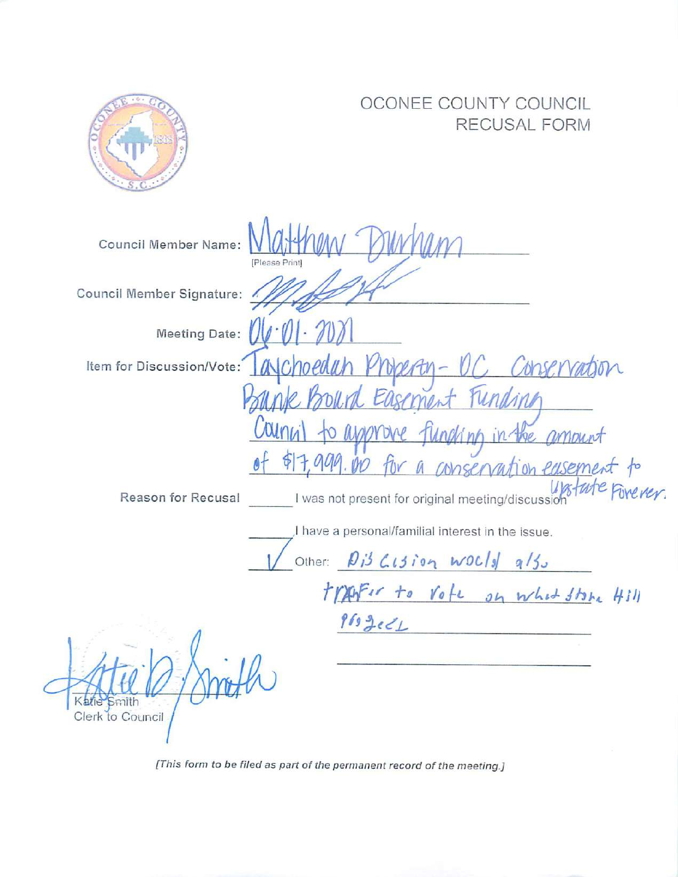# OCONEE COUNTY COUNCIL
## RECUSAL FORM

Council Member Name: Matthew Durham
[Please Print]

Council Member Signature: [signature]

Meeting Date: 06·01·2021

Item for Discussion/Vote: Taychoedah Property - OC Conservation Bank Board Easement Funding Council to approve funding in the amount of $17,999.00 for a conservation easement to Upstate Forever.

Reason for Recusal

\_\_\_\_ I was not present for original meeting/discussion

\_\_\_\_ I have a personal/familial interest in the issue.

✓ Other: Discusion would also transfer to vote on White Stone Hill project

[signature]
Katie Smith
Clerk to Council

*[This form to be filed as part of the permanent record of the meeting.]*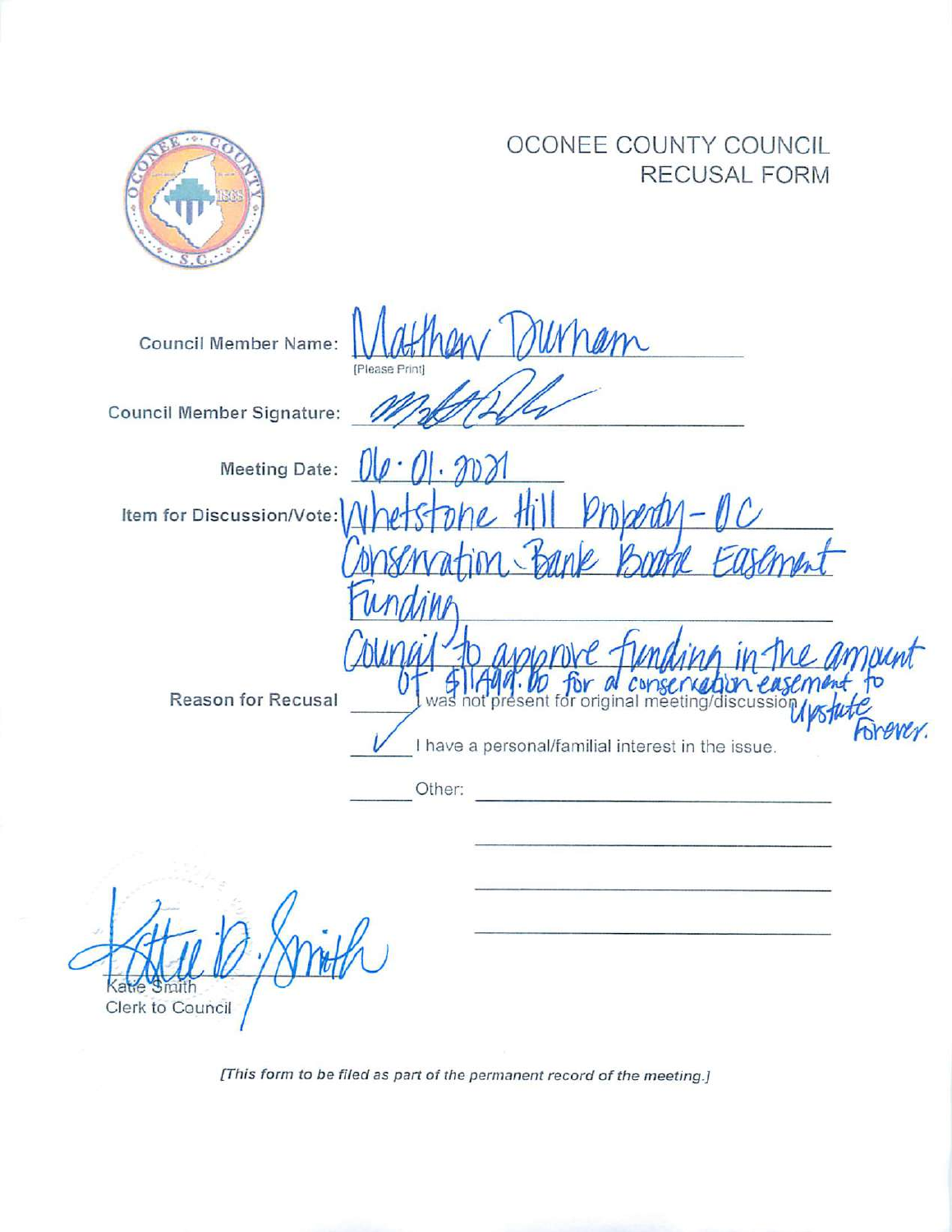# OCONEE COUNTY COUNCIL
## RECUSAL FORM

Council Member Name: Matthew Durham
[Please Print]

Council Member Signature: [signature]

Meeting Date: 06 · 01 · 2021

Item for Discussion/Vote: Whetstone Hill Property - OC Conservation Bank Board Easement Funding

Council to approve funding in the amount of $11499.00 for a conservation easement to Upstate Forever.

Reason for Recusal

\_\_\_\_\_ I was not present for original meeting/discussion

✓ I have a personal/familial interest in the issue.

\_\_\_\_\_ Other: \_\_\_\_\_\_\_\_\_\_\_\_\_\_\_\_\_\_\_\_

[signature]
Katie Smith
Clerk to Council

*[This form to be filed as part of the permanent record of the meeting.]*